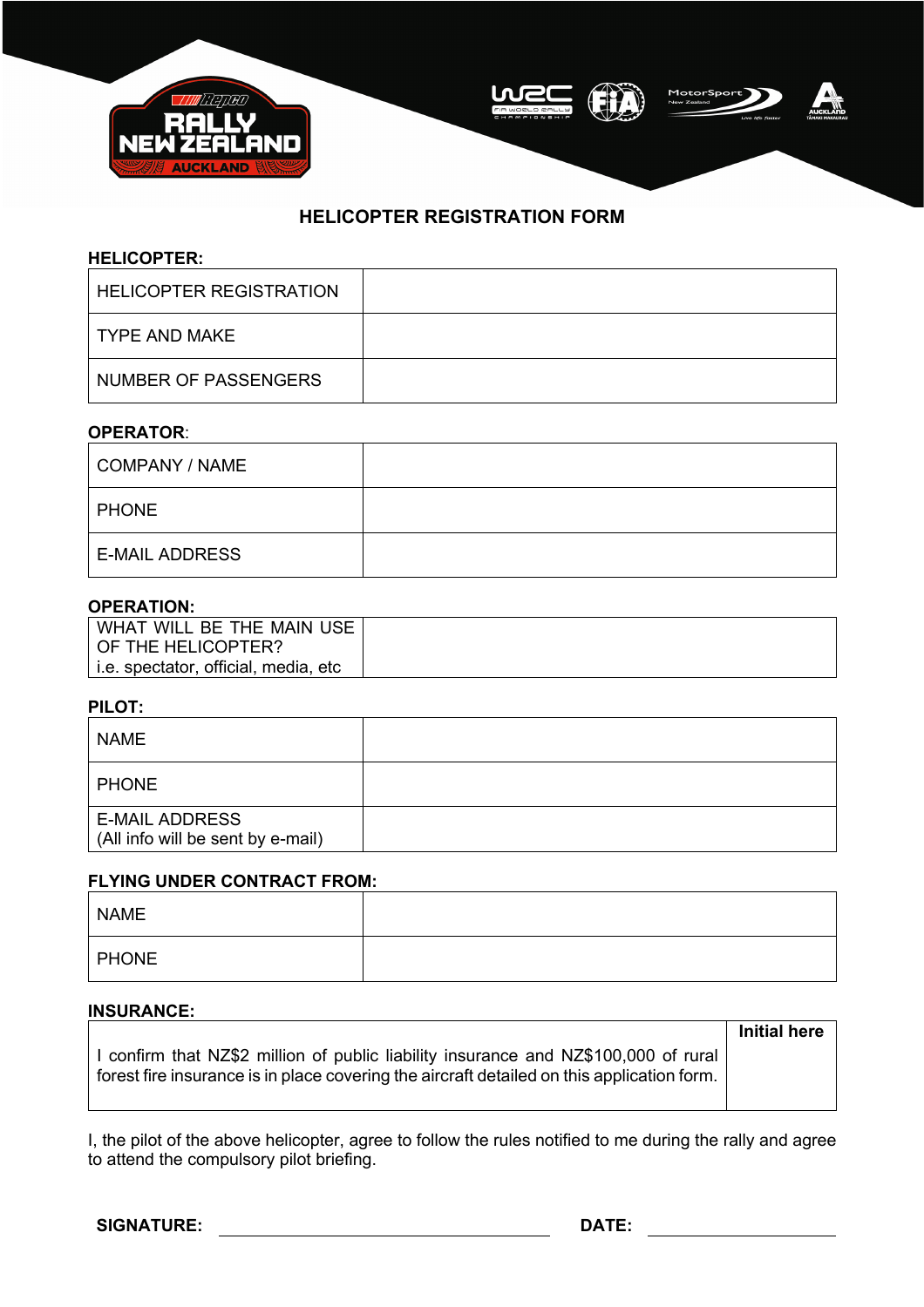# HELICOPTER REGISTRATION FORM

**HELICOPTER:**

| | |
|---|---|
| HELICOPTER REGISTRATION | |
| TYPE AND MAKE | |
| NUMBER OF PASSENGERS | |

**OPERATOR**:

| | |
|---|---|
| COMPANY / NAME | |
| PHONE | |
| E-MAIL ADDRESS | |

**OPERATION:**

| | |
|---|---|
| WHAT WILL BE THE MAIN USE OF THE HELICOPTER? i.e. spectator, official, media, etc | |

**PILOT:**

| | |
|---|---|
| NAME | |
| PHONE | |
| E-MAIL ADDRESS (All info will be sent by e-mail) | |

**FLYING UNDER CONTRACT FROM:**

| | |
|---|---|
| NAME | |
| PHONE | |

**INSURANCE:**

| | **Initial here** |
|---|---|
| I confirm that NZ$2 million of public liability insurance and NZ$100,000 of rural forest fire insurance is in place covering the aircraft detailed on this application form. | |

I, the pilot of the above helicopter, agree to follow the rules notified to me during the rally and agree to attend the compulsory pilot briefing.

**SIGNATURE:** ______________________________ **DATE:** ________________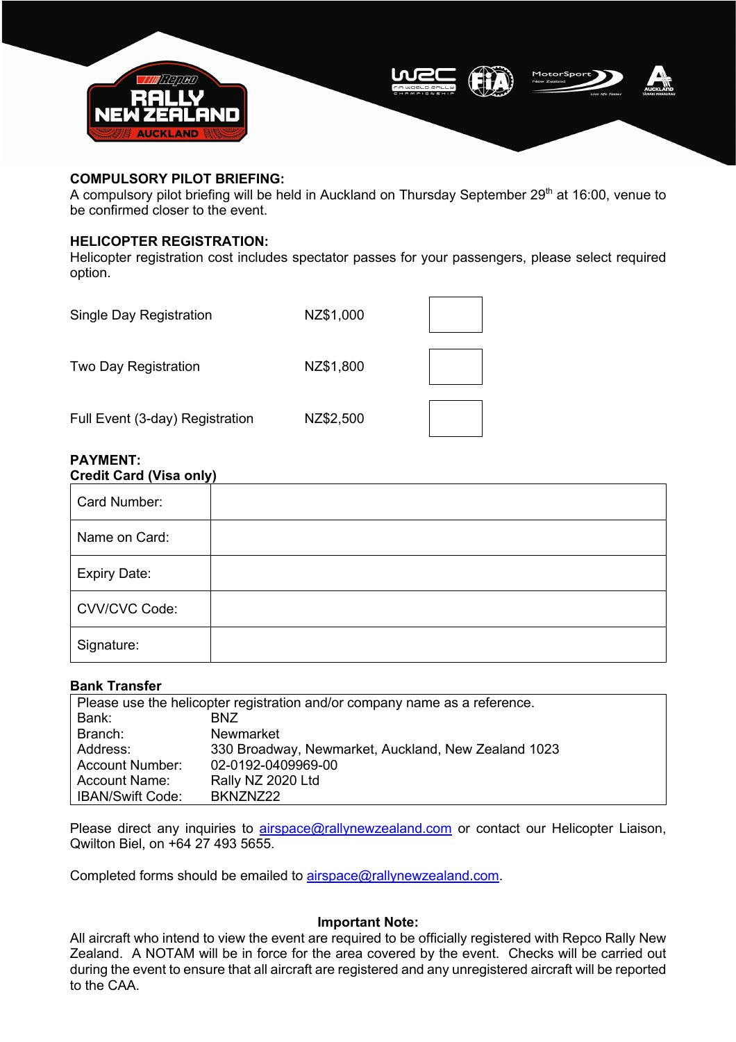**COMPULSORY PILOT BRIEFING:**
A compulsory pilot briefing will be held in Auckland on Thursday September 29th at 16:00, venue to be confirmed closer to the event.

**HELICOPTER REGISTRATION:**
Helicopter registration cost includes spectator passes for your passengers, please select required option.

| | | |
|---|---|---|
| Single Day Registration | NZ$1,000 | |
| Two Day Registration | NZ$1,800 | |
| Full Event (3-day) Registration | NZ$2,500 | |

**PAYMENT:**
**Credit Card (Visa only)**

| | |
|---|---|
| Card Number: | |
| Name on Card: | |
| Expiry Date: | |
| CVV/CVC Code: | |
| Signature: | |

**Bank Transfer**

Please use the helicopter registration and/or company name as a reference.

| | |
|---|---|
| Bank: | BNZ |
| Branch: | Newmarket |
| Address: | 330 Broadway, Newmarket, Auckland, New Zealand 1023 |
| Account Number: | 02-0192-0409969-00 |
| Account Name: | Rally NZ 2020 Ltd |
| IBAN/Swift Code: | BKNZNZ22 |

Please direct any inquiries to airspace@rallynewzealand.com or contact our Helicopter Liaison, Qwilton Biel, on +64 27 493 5655.

Completed forms should be emailed to airspace@rallynewzealand.com.

**Important Note:**

All aircraft who intend to view the event are required to be officially registered with Repco Rally New Zealand. A NOTAM will be in force for the area covered by the event. Checks will be carried out during the event to ensure that all aircraft are registered and any unregistered aircraft will be reported to the CAA.